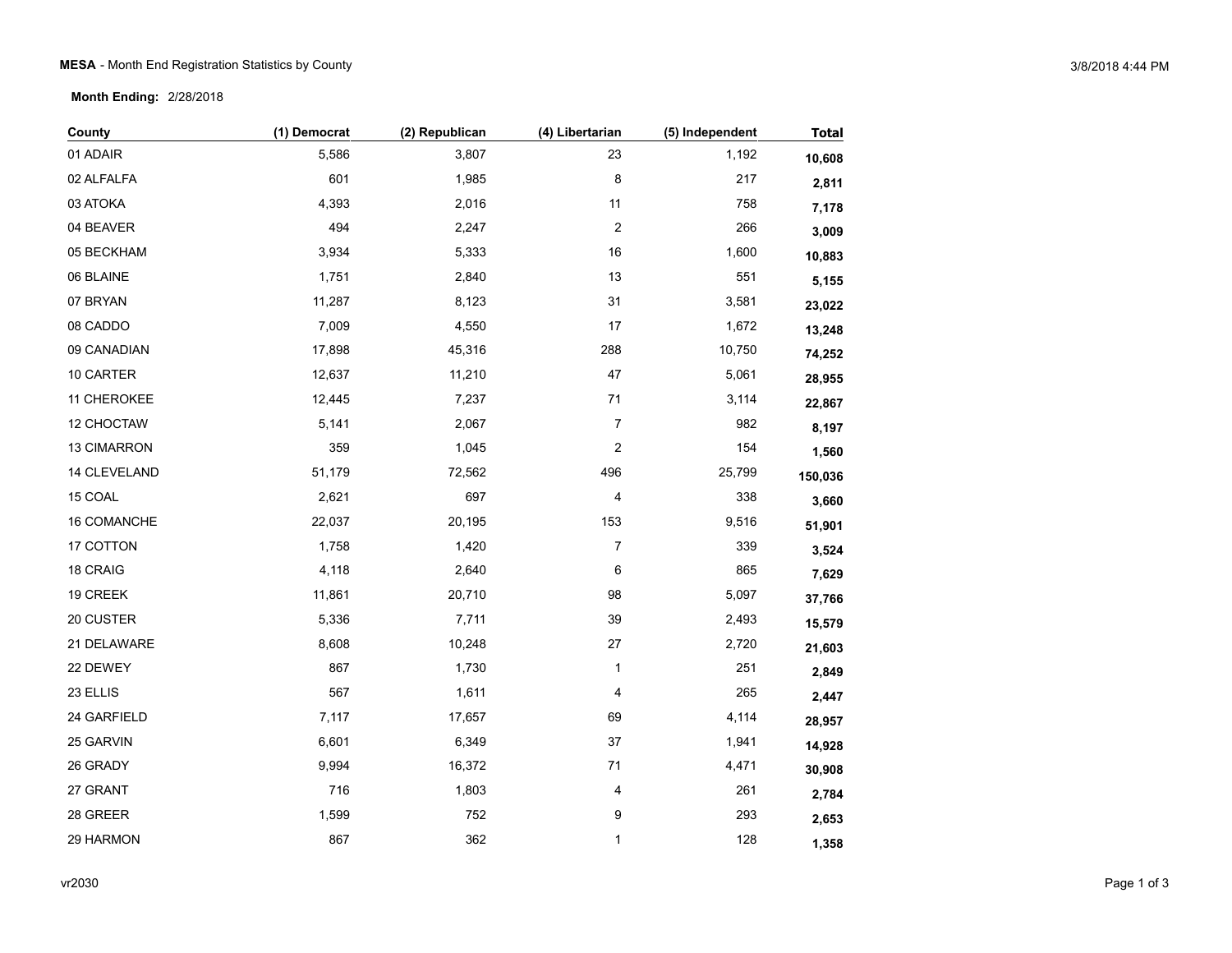**MESA** - Month End Registration Statistics by County

3/8/2018 4:44 PM

**Month Ending:** 2/28/2018

| County | (1) Democrat | (2) Republican | (4) Libertarian | (5) Independent | Total |
|---|---|---|---|---|---|
| 01 ADAIR | 5,586 | 3,807 | 23 | 1,192 | **10,608** |
| 02 ALFALFA | 601 | 1,985 | 8 | 217 | **2,811** |
| 03 ATOKA | 4,393 | 2,016 | 11 | 758 | **7,178** |
| 04 BEAVER | 494 | 2,247 | 2 | 266 | **3,009** |
| 05 BECKHAM | 3,934 | 5,333 | 16 | 1,600 | **10,883** |
| 06 BLAINE | 1,751 | 2,840 | 13 | 551 | **5,155** |
| 07 BRYAN | 11,287 | 8,123 | 31 | 3,581 | **23,022** |
| 08 CADDO | 7,009 | 4,550 | 17 | 1,672 | **13,248** |
| 09 CANADIAN | 17,898 | 45,316 | 288 | 10,750 | **74,252** |
| 10 CARTER | 12,637 | 11,210 | 47 | 5,061 | **28,955** |
| 11 CHEROKEE | 12,445 | 7,237 | 71 | 3,114 | **22,867** |
| 12 CHOCTAW | 5,141 | 2,067 | 7 | 982 | **8,197** |
| 13 CIMARRON | 359 | 1,045 | 2 | 154 | **1,560** |
| 14 CLEVELAND | 51,179 | 72,562 | 496 | 25,799 | **150,036** |
| 15 COAL | 2,621 | 697 | 4 | 338 | **3,660** |
| 16 COMANCHE | 22,037 | 20,195 | 153 | 9,516 | **51,901** |
| 17 COTTON | 1,758 | 1,420 | 7 | 339 | **3,524** |
| 18 CRAIG | 4,118 | 2,640 | 6 | 865 | **7,629** |
| 19 CREEK | 11,861 | 20,710 | 98 | 5,097 | **37,766** |
| 20 CUSTER | 5,336 | 7,711 | 39 | 2,493 | **15,579** |
| 21 DELAWARE | 8,608 | 10,248 | 27 | 2,720 | **21,603** |
| 22 DEWEY | 867 | 1,730 | 1 | 251 | **2,849** |
| 23 ELLIS | 567 | 1,611 | 4 | 265 | **2,447** |
| 24 GARFIELD | 7,117 | 17,657 | 69 | 4,114 | **28,957** |
| 25 GARVIN | 6,601 | 6,349 | 37 | 1,941 | **14,928** |
| 26 GRADY | 9,994 | 16,372 | 71 | 4,471 | **30,908** |
| 27 GRANT | 716 | 1,803 | 4 | 261 | **2,784** |
| 28 GREER | 1,599 | 752 | 9 | 293 | **2,653** |
| 29 HARMON | 867 | 362 | 1 | 128 | **1,358** |

vr2030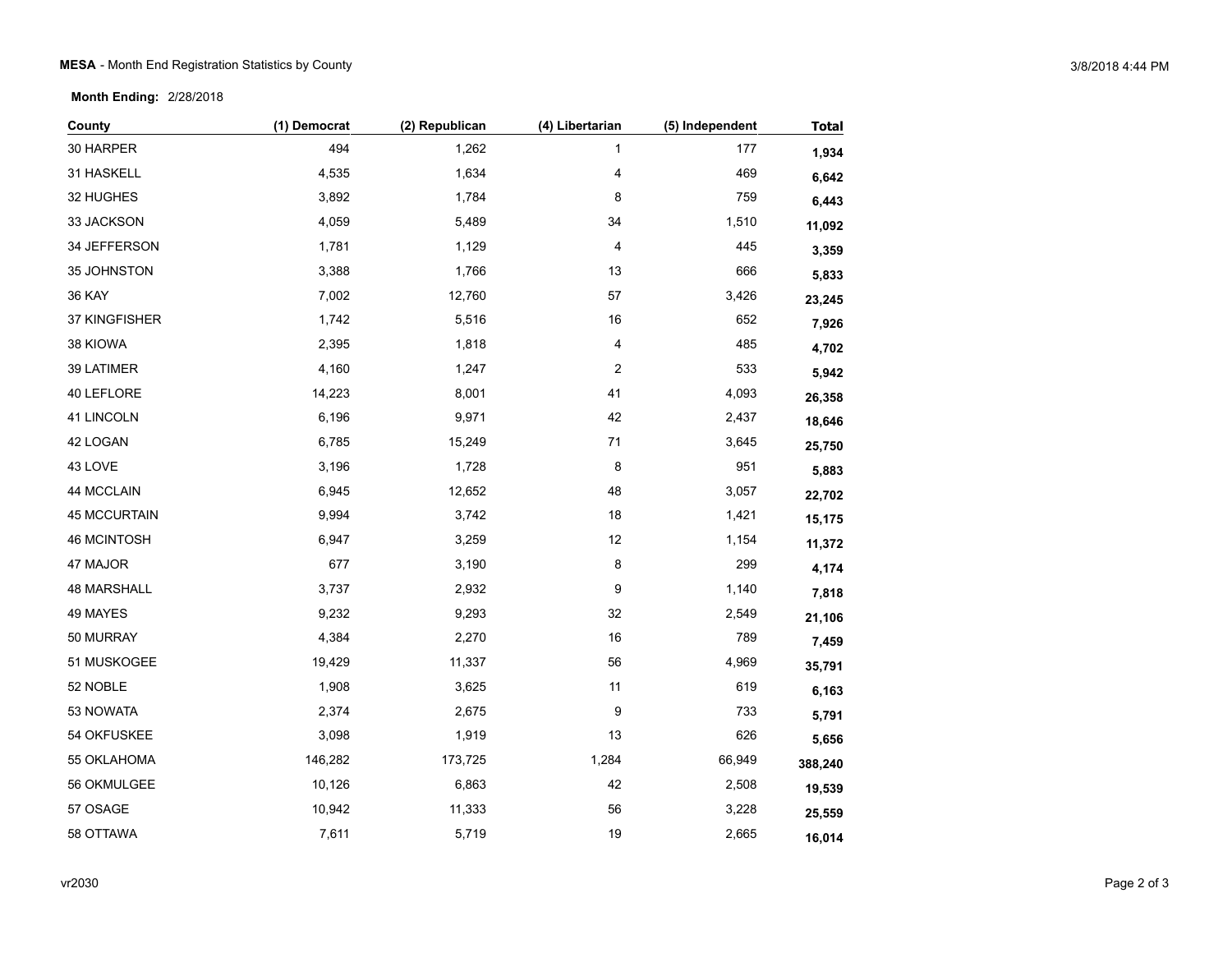**MESA** - Month End Registration Statistics by County

**Month Ending:** 2/28/2018

| County | (1) Democrat | (2) Republican | (4) Libertarian | (5) Independent | Total |
|---|---|---|---|---|---|
| 30 HARPER | 494 | 1,262 | 1 | 177 | **1,934** |
| 31 HASKELL | 4,535 | 1,634 | 4 | 469 | **6,642** |
| 32 HUGHES | 3,892 | 1,784 | 8 | 759 | **6,443** |
| 33 JACKSON | 4,059 | 5,489 | 34 | 1,510 | **11,092** |
| 34 JEFFERSON | 1,781 | 1,129 | 4 | 445 | **3,359** |
| 35 JOHNSTON | 3,388 | 1,766 | 13 | 666 | **5,833** |
| 36 KAY | 7,002 | 12,760 | 57 | 3,426 | **23,245** |
| 37 KINGFISHER | 1,742 | 5,516 | 16 | 652 | **7,926** |
| 38 KIOWA | 2,395 | 1,818 | 4 | 485 | **4,702** |
| 39 LATIMER | 4,160 | 1,247 | 2 | 533 | **5,942** |
| 40 LEFLORE | 14,223 | 8,001 | 41 | 4,093 | **26,358** |
| 41 LINCOLN | 6,196 | 9,971 | 42 | 2,437 | **18,646** |
| 42 LOGAN | 6,785 | 15,249 | 71 | 3,645 | **25,750** |
| 43 LOVE | 3,196 | 1,728 | 8 | 951 | **5,883** |
| 44 MCCLAIN | 6,945 | 12,652 | 48 | 3,057 | **22,702** |
| 45 MCCURTAIN | 9,994 | 3,742 | 18 | 1,421 | **15,175** |
| 46 MCINTOSH | 6,947 | 3,259 | 12 | 1,154 | **11,372** |
| 47 MAJOR | 677 | 3,190 | 8 | 299 | **4,174** |
| 48 MARSHALL | 3,737 | 2,932 | 9 | 1,140 | **7,818** |
| 49 MAYES | 9,232 | 9,293 | 32 | 2,549 | **21,106** |
| 50 MURRAY | 4,384 | 2,270 | 16 | 789 | **7,459** |
| 51 MUSKOGEE | 19,429 | 11,337 | 56 | 4,969 | **35,791** |
| 52 NOBLE | 1,908 | 3,625 | 11 | 619 | **6,163** |
| 53 NOWATA | 2,374 | 2,675 | 9 | 733 | **5,791** |
| 54 OKFUSKEE | 3,098 | 1,919 | 13 | 626 | **5,656** |
| 55 OKLAHOMA | 146,282 | 173,725 | 1,284 | 66,949 | **388,240** |
| 56 OKMULGEE | 10,126 | 6,863 | 42 | 2,508 | **19,539** |
| 57 OSAGE | 10,942 | 11,333 | 56 | 3,228 | **25,559** |
| 58 OTTAWA | 7,611 | 5,719 | 19 | 2,665 | **16,014** |

vr2030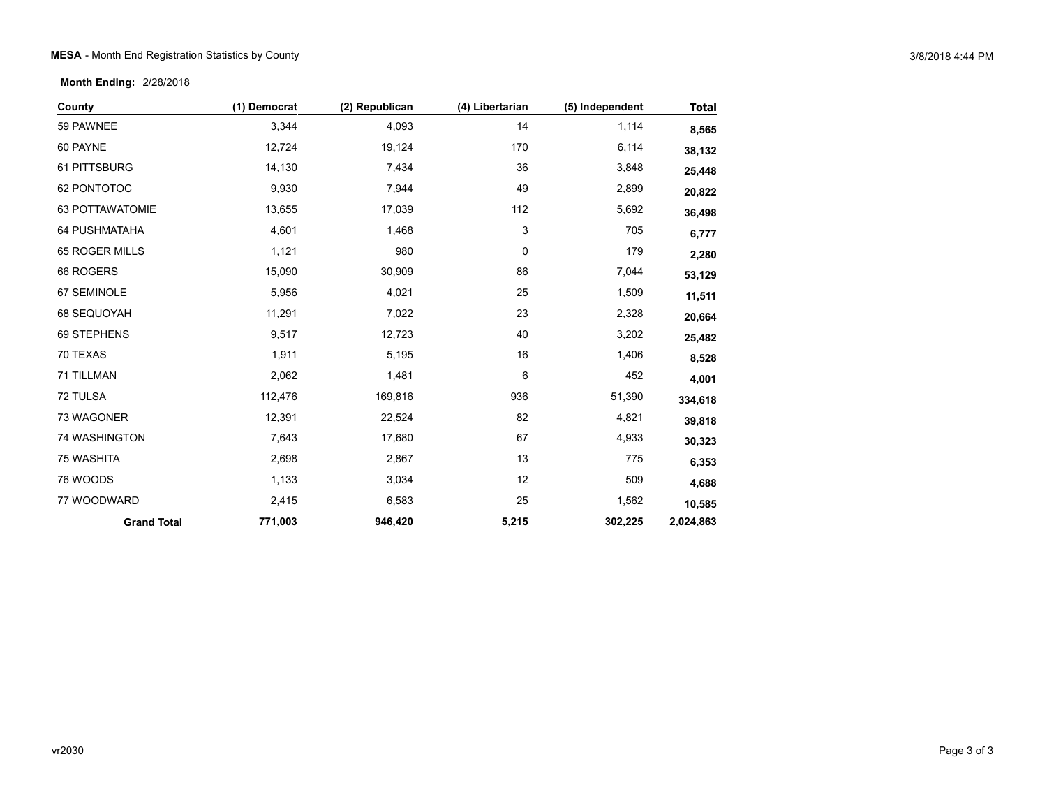**MESA** - Month End Registration Statistics by County

**Month Ending:** 2/28/2018

| County | (1) Democrat | (2) Republican | (4) Libertarian | (5) Independent | Total |
|---|---|---|---|---|---|
| 59 PAWNEE | 3,344 | 4,093 | 14 | 1,114 | **8,565** |
| 60 PAYNE | 12,724 | 19,124 | 170 | 6,114 | **38,132** |
| 61 PITTSBURG | 14,130 | 7,434 | 36 | 3,848 | **25,448** |
| 62 PONTOTOC | 9,930 | 7,944 | 49 | 2,899 | **20,822** |
| 63 POTTAWATOMIE | 13,655 | 17,039 | 112 | 5,692 | **36,498** |
| 64 PUSHMATAHA | 4,601 | 1,468 | 3 | 705 | **6,777** |
| 65 ROGER MILLS | 1,121 | 980 | 0 | 179 | **2,280** |
| 66 ROGERS | 15,090 | 30,909 | 86 | 7,044 | **53,129** |
| 67 SEMINOLE | 5,956 | 4,021 | 25 | 1,509 | **11,511** |
| 68 SEQUOYAH | 11,291 | 7,022 | 23 | 2,328 | **20,664** |
| 69 STEPHENS | 9,517 | 12,723 | 40 | 3,202 | **25,482** |
| 70 TEXAS | 1,911 | 5,195 | 16 | 1,406 | **8,528** |
| 71 TILLMAN | 2,062 | 1,481 | 6 | 452 | **4,001** |
| 72 TULSA | 112,476 | 169,816 | 936 | 51,390 | **334,618** |
| 73 WAGONER | 12,391 | 22,524 | 82 | 4,821 | **39,818** |
| 74 WASHINGTON | 7,643 | 17,680 | 67 | 4,933 | **30,323** |
| 75 WASHITA | 2,698 | 2,867 | 13 | 775 | **6,353** |
| 76 WOODS | 1,133 | 3,034 | 12 | 509 | **4,688** |
| 77 WOODWARD | 2,415 | 6,583 | 25 | 1,562 | **10,585** |
| **Grand Total** | **771,003** | **946,420** | **5,215** | **302,225** | **2,024,863** |

vr2030